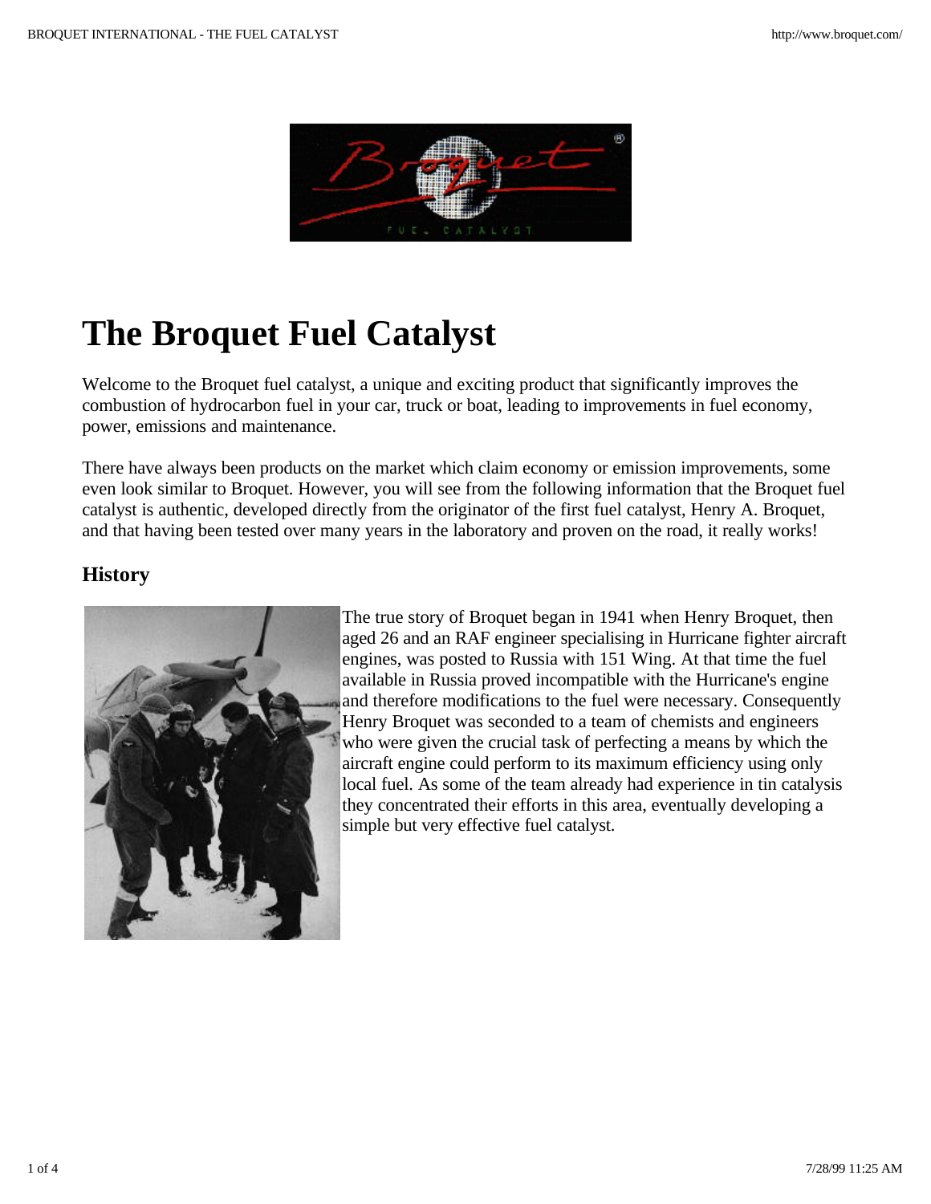# The Broquet Fuel Catalyst

Welcome to the Broquet fuel catalyst, a unique and exciting product that significantly improves the combustion of hydrocarbon fuel in your car, truck or boat, leading to improvements in fuel economy, power, emissions and maintenance.

There have always been products on the market which claim economy or emission improvements, some even look similar to Broquet. However, you will see from the following information that the Broquet fuel catalyst is authentic, developed directly from the originator of the first fuel catalyst, Henry A. Broquet, and that having been tested over many years in the laboratory and proven on the road, it really works!

## History

The true story of Broquet began in 1941 when Henry Broquet, then aged 26 and an RAF engineer specialising in Hurricane fighter aircraft engines, was posted to Russia with 151 Wing. At that time the fuel available in Russia proved incompatible with the Hurricane's engine and therefore modifications to the fuel were necessary. Consequently Henry Broquet was seconded to a team of chemists and engineers who were given the crucial task of perfecting a means by which the aircraft engine could perform to its maximum efficiency using only local fuel. As some of the team already had experience in tin catalysis they concentrated their efforts in this area, eventually developing a simple but very effective fuel catalyst.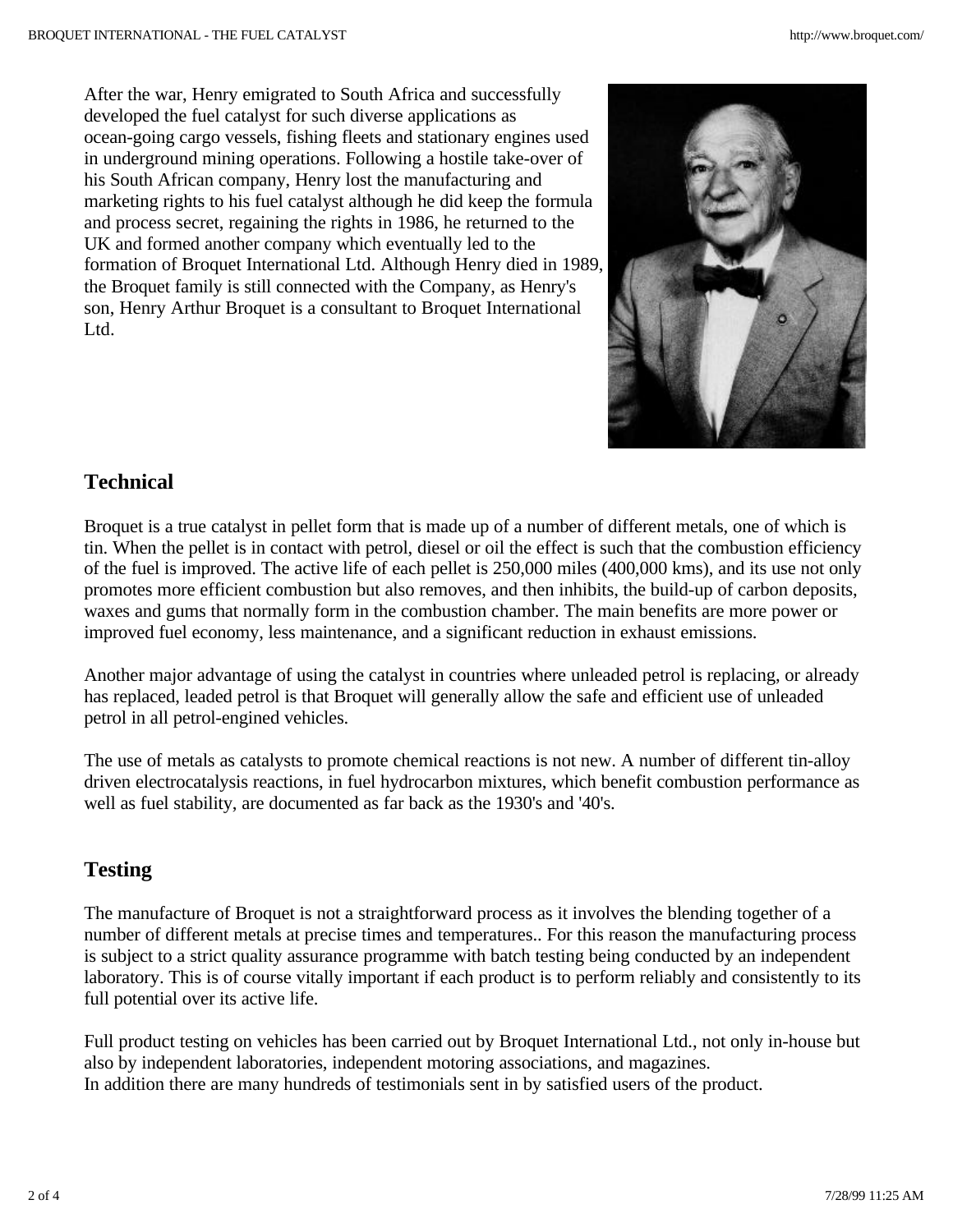After the war, Henry emigrated to South Africa and successfully developed the fuel catalyst for such diverse applications as ocean-going cargo vessels, fishing fleets and stationary engines used in underground mining operations. Following a hostile take-over of his South African company, Henry lost the manufacturing and marketing rights to his fuel catalyst although he did keep the formula and process secret, regaining the rights in 1986, he returned to the UK and formed another company which eventually led to the formation of Broquet International Ltd. Although Henry died in 1989, the Broquet family is still connected with the Company, as Henry's son, Henry Arthur Broquet is a consultant to Broquet International Ltd.

## Technical

Broquet is a true catalyst in pellet form that is made up of a number of different metals, one of which is tin. When the pellet is in contact with petrol, diesel or oil the effect is such that the combustion efficiency of the fuel is improved. The active life of each pellet is 250,000 miles (400,000 kms), and its use not only promotes more efficient combustion but also removes, and then inhibits, the build-up of carbon deposits, waxes and gums that normally form in the combustion chamber. The main benefits are more power or improved fuel economy, less maintenance, and a significant reduction in exhaust emissions.

Another major advantage of using the catalyst in countries where unleaded petrol is replacing, or already has replaced, leaded petrol is that Broquet will generally allow the safe and efficient use of unleaded petrol in all petrol-engined vehicles.

The use of metals as catalysts to promote chemical reactions is not new. A number of different tin-alloy driven electrocatalysis reactions, in fuel hydrocarbon mixtures, which benefit combustion performance as well as fuel stability, are documented as far back as the 1930's and '40's.

## Testing

The manufacture of Broquet is not a straightforward process as it involves the blending together of a number of different metals at precise times and temperatures.. For this reason the manufacturing process is subject to a strict quality assurance programme with batch testing being conducted by an independent laboratory. This is of course vitally important if each product is to perform reliably and consistently to its full potential over its active life.

Full product testing on vehicles has been carried out by Broquet International Ltd., not only in-house but also by independent laboratories, independent motoring associations, and magazines.
In addition there are many hundreds of testimonials sent in by satisfied users of the product.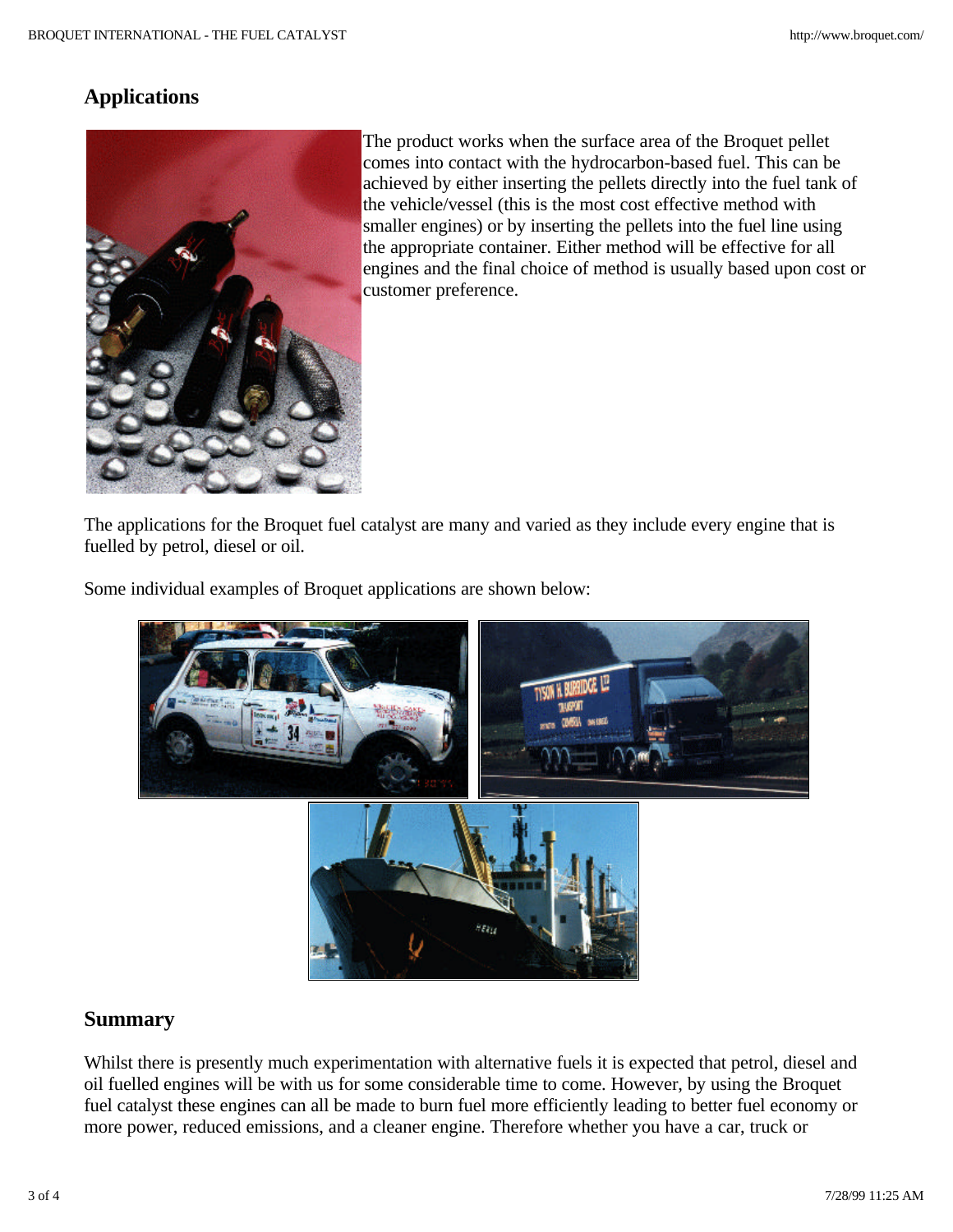## Applications

The product works when the surface area of the Broquet pellet comes into contact with the hydrocarbon-based fuel. This can be achieved by either inserting the pellets directly into the fuel tank of the vehicle/vessel (this is the most cost effective method with smaller engines) or by inserting the pellets into the fuel line using the appropriate container. Either method will be effective for all engines and the final choice of method is usually based upon cost or customer preference.

The applications for the Broquet fuel catalyst are many and varied as they include every engine that is fuelled by petrol, diesel or oil.

Some individual examples of Broquet applications are shown below:

## Summary

Whilst there is presently much experimentation with alternative fuels it is expected that petrol, diesel and oil fuelled engines will be with us for some considerable time to come. However, by using the Broquet fuel catalyst these engines can all be made to burn fuel more efficiently leading to better fuel economy or more power, reduced emissions, and a cleaner engine. Therefore whether you have a car, truck or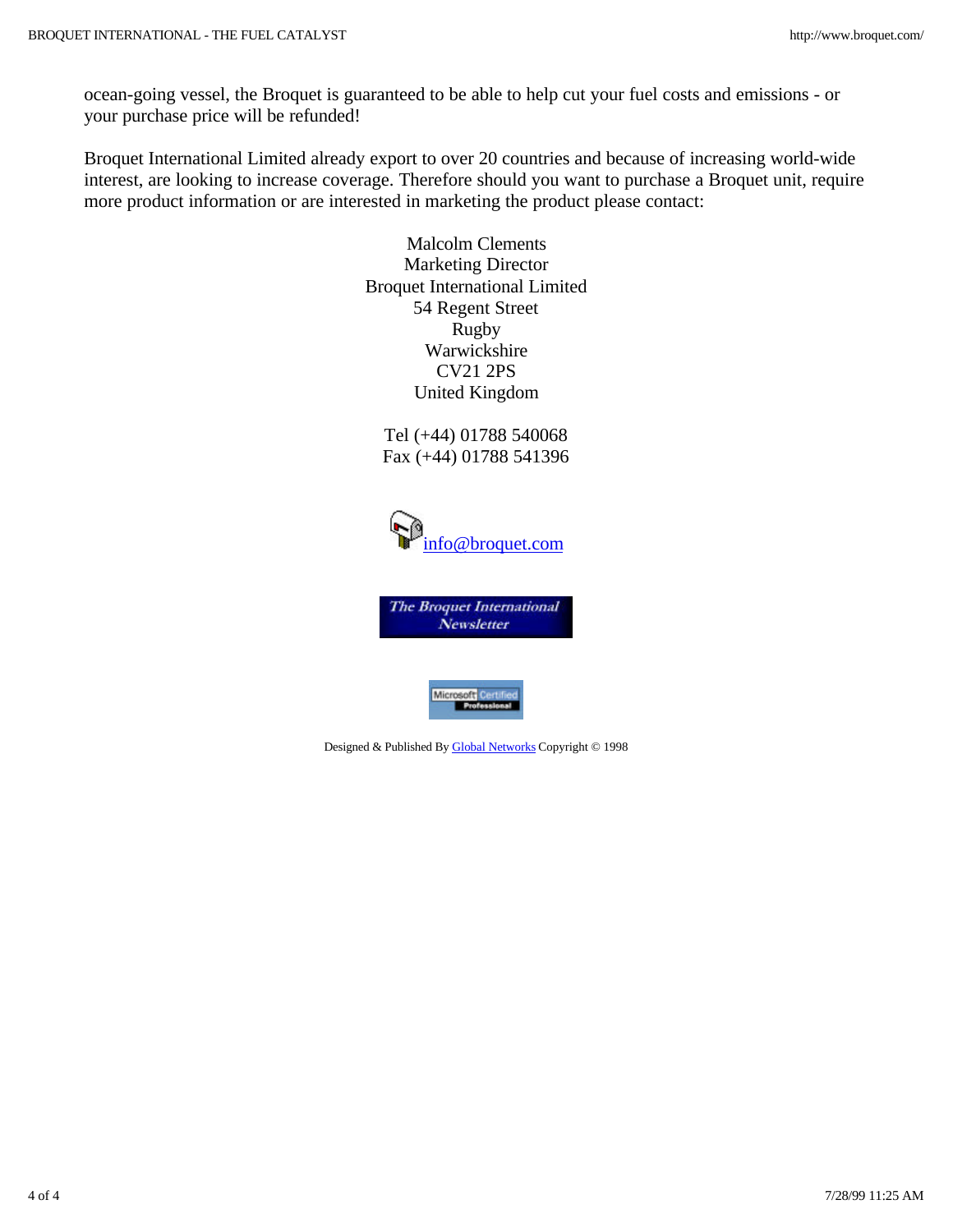ocean-going vessel, the Broquet is guaranteed to be able to help cut your fuel costs and emissions - or your purchase price will be refunded!

Broquet International Limited already export to over 20 countries and because of increasing world-wide interest, are looking to increase coverage. Therefore should you want to purchase a Broquet unit, require more product information or are interested in marketing the product please contact:

Malcolm Clements
Marketing Director
Broquet International Limited
54 Regent Street
Rugby
Warwickshire
CV21 2PS
United Kingdom

Tel (+44) 01788 540068
Fax (+44) 01788 541396

info@broquet.com

The Broquet International Newsletter

Microsoft Certified Professional

Designed & Published By Global Networks Copyright © 1998